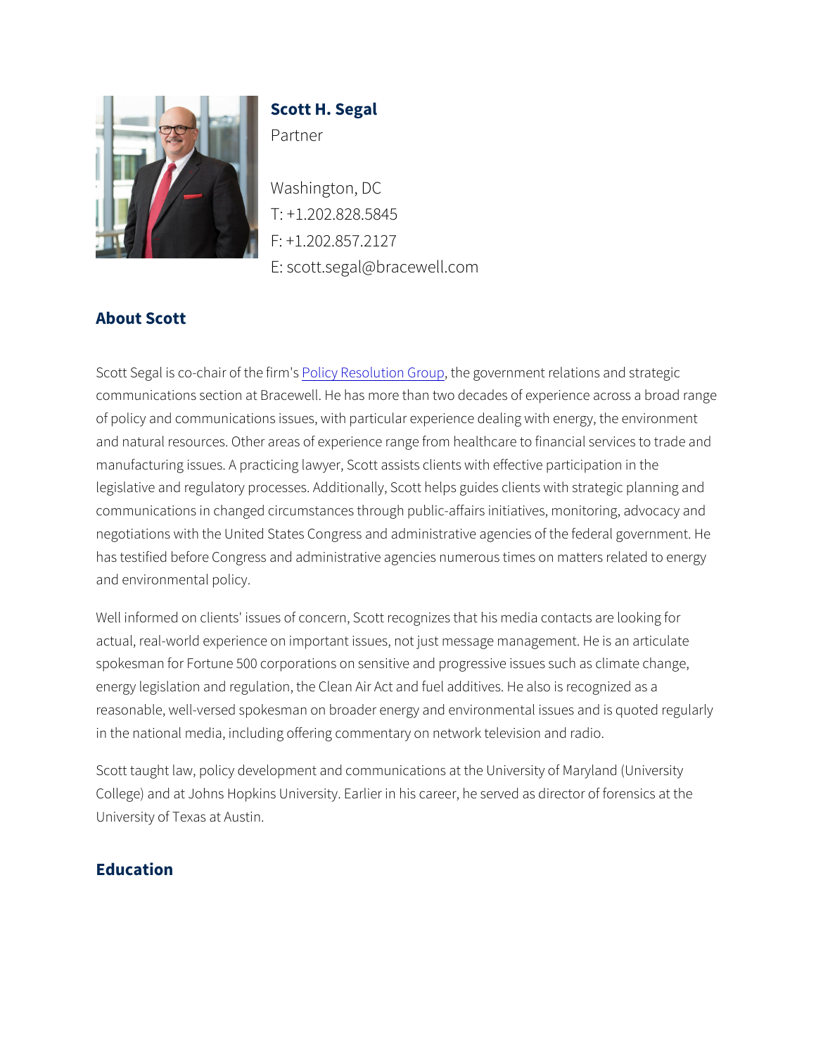# Scott H. Segal

Partner

Washington, DC
T: +1.202.828.5845
F: +1.202.857.2127
E: scott.segal@bracewell.com

## About Scott

Scott Segal is co-chair of the firm's Policy Resolution Group, the government relations and strategic communications section at Bracewell. He has more than two decades of experience across a broad range of policy and communications issues, with particular experience dealing with energy, the environment and natural resources. Other areas of experience range from healthcare to financial services to trade and manufacturing issues. A practicing lawyer, Scott assists clients with effective participation in the legislative and regulatory processes. Additionally, Scott helps guides clients with strategic planning and communications in changed circumstances through public-affairs initiatives, monitoring, advocacy and negotiations with the United States Congress and administrative agencies of the federal government. He has testified before Congress and administrative agencies numerous times on matters related to energy and environmental policy.

Well informed on clients' issues of concern, Scott recognizes that his media contacts are looking for actual, real-world experience on important issues, not just message management. He is an articulate spokesman for Fortune 500 corporations on sensitive and progressive issues such as climate change, energy legislation and regulation, the Clean Air Act and fuel additives. He also is recognized as a reasonable, well-versed spokesman on broader energy and environmental issues and is quoted regularly in the national media, including offering commentary on network television and radio.

Scott taught law, policy development and communications at the University of Maryland (University College) and at Johns Hopkins University. Earlier in his career, he served as director of forensics at the University of Texas at Austin.

## Education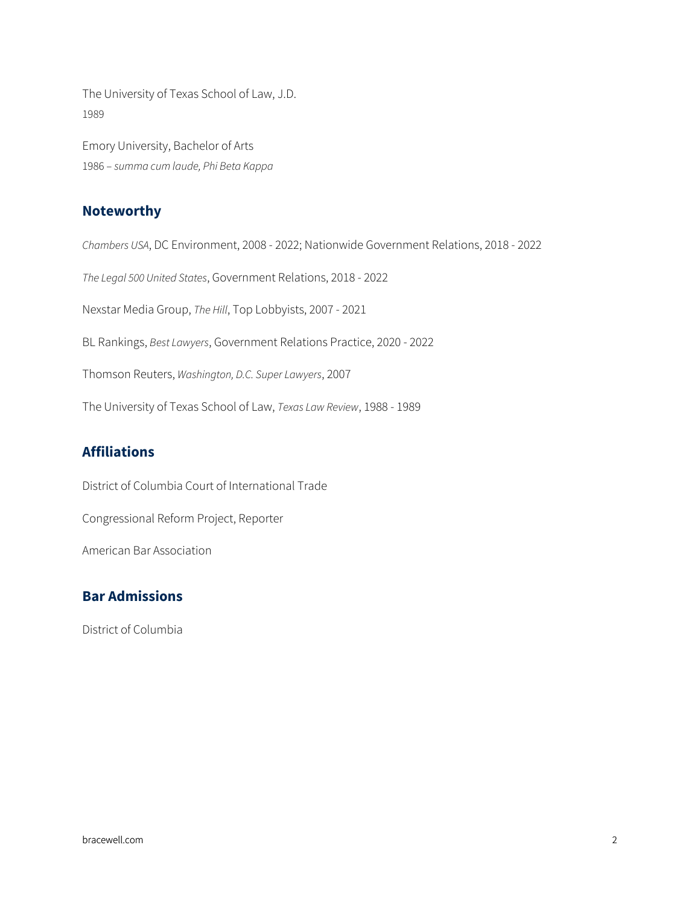The University of Texas School of Law, J.D.
1989

Emory University, Bachelor of Arts
1986 – *summa cum laude, Phi Beta Kappa*

## Noteworthy

*Chambers USA*, DC Environment, 2008 - 2022; Nationwide Government Relations, 2018 - 2022

*The Legal 500 United States*, Government Relations, 2018 - 2022

Nexstar Media Group, *The Hill*, Top Lobbyists, 2007 - 2021

BL Rankings, *Best Lawyers*, Government Relations Practice, 2020 - 2022

Thomson Reuters, *Washington, D.C. Super Lawyers*, 2007

The University of Texas School of Law, *Texas Law Review*, 1988 - 1989

## Affiliations

District of Columbia Court of International Trade

Congressional Reform Project, Reporter

American Bar Association

## Bar Admissions

District of Columbia